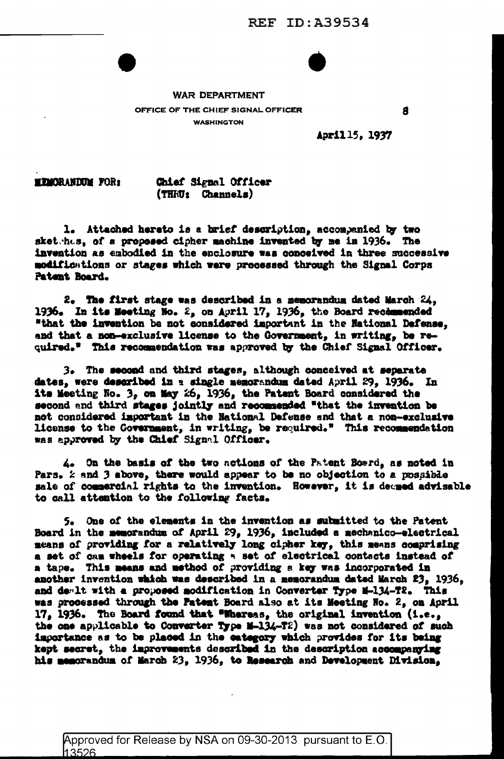REF ID:A39534

WAR DEPARTMENT

OFFICE OF THE CHIEF SIGNAL OFFICER

WASHINGTON

8

April 15, 1937

MEMORANDUM FOR: Chief Signal Officer
(THRU: Channels)

1. Attached hereto is a brief description, accompanied by two sketches, of a proposed cipher machine invented by me in 1936. The invention as embodied in the enclosure was conceived in three successive modifications or stages which were processed through the Signal Corps Patent Board.

2. The first stage was described in a memorandum dated March 24, 1936. In its Meeting No. 2, on April 17, 1936, the Board recommended "that the invention be not considered important in the National Defense, and that a non-exclusive license to the Government, in writing, be required." This recommendation was approved by the Chief Signal Officer.

3. The second and third stages, although conceived at separate dates, were described in a single memorandum dated April 29, 1936. In its Meeting No. 3, on May 26, 1936, the Patent Board considered the second and third stages jointly and recommended "that the invention be not considered important in the National Defense and that a non-exclusive license to the Government, in writing, be required." This recommendation was approved by the Chief Signal Officer.

4. On the basis of the two actions of the Patent Board, as noted in Pars. 2 and 3 above, there would appear to be no objection to a possible sale of commercial rights to the invention. However, it is deemed advisable to call attention to the following facts.

5. One of the elements in the invention as submitted to the Patent Board in the memorandum of April 29, 1936, included a mechanico-electrical means of providing for a relatively long cipher key, this means comprising a set of cam wheels for operating a set of electrical contacts instead of a tape. This means and method of providing a key was incorporated in another invention which was described in a memorandum dated March 23, 1936, and dealt with a proposed modification in Converter Type M-134-T2. This was processed through the Patent Board also at its Meeting No. 2, on April 17, 1936. The Board found that "Whereas, the original invention (i.e., the one applicable to Converter Type M-134-T2) was not considered of such importance as to be placed in the category which provides for its being kept secret, the improvements described in the description accompanying his memorandum of March 23, 1936, to Research and Development Division,

Approved for Release by NSA on 09-30-2013 pursuant to E.O. 13526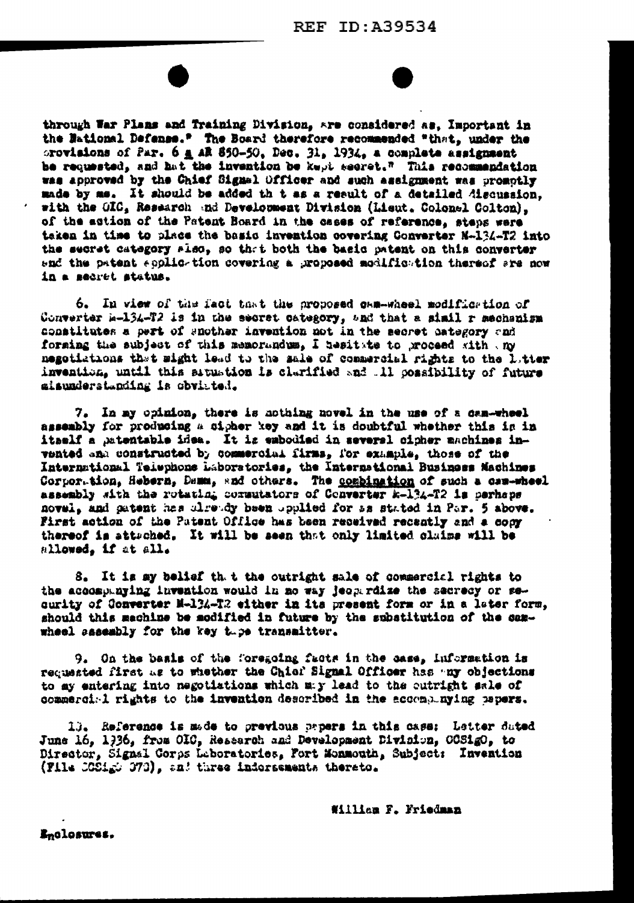through War Plans and Training Division, are considered as, Important in the National Defense." The Board therefore recommended "that, under the provisions of Par. 6 a AR 850-50, Dec. 31, 1934, a complete assignment be requested, and that the invention be kept secret." This recommendation was approved by the Chief Signal Officer and such assignment was promptly made by me. It should be added that as a result of a detailed discussion, with the OIC, Research and Development Division (Lieut. Colonel Colton), of the action of the Patent Board in the cases of reference, steps were taken in time to place the basic invention covering Converter M-134-T2 into the secret category also, so that both the basic patent on this converter and the patent application covering a proposed modification thereof are now in a secret status.

6. In view of the fact that the proposed cam-wheel modification of Converter M-134-T2 is in the secret category, and that a similar mechanism constitutes a part of another invention not in the secret category and forming the subject of this memorandum, I hesitate to proceed with any negotiations that might lead to the sale of commercial rights to the latter invention, until this situation is clarified and all possibility of future misunderstanding is obviated.

7. In my opinion, there is nothing novel in the use of a cam-wheel assembly for producing a cipher key and it is doubtful whether this is in itself a patentable idea. It is embodied in several cipher machines invented and constructed by commercial firms, for example, those of the International Telephone Laboratories, the International Business Machines Corporation, Hebern, Damm, and others. The combination of such a cam-wheel assembly with the rotating commutators of Converter M-134-T2 is perhaps novel, and patent has already been applied for as stated in Par. 5 above. First action of the Patent Office has been received recently and a copy thereof is attached. It will be seen that only limited claims will be allowed, if at all.

8. It is my belief that the outright sale of commercial rights to the accompanying invention would in no way jeopardize the secrecy or security of Converter M-134-T2 either in its present form or in a later form, should this machine be modified in future by the substitution of the cam-wheel assembly for the key tape transmitter.

9. On the basis of the foregoing facts in the case, information is requested first as to whether the Chief Signal Officer has any objections to my entering into negotiations which may lead to the outright sale of commercial rights to the invention described in the accompanying papers.

10. Reference is made to previous papers in this case: Letter dated June 16, 1936, from OIC, Research and Development Division, OCSigO, to Director, Signal Corps Laboratories, Fort Monmouth, Subject: Invention (File OCSigO 070), and three indorsements thereto.

William F. Friedman

Enclosures.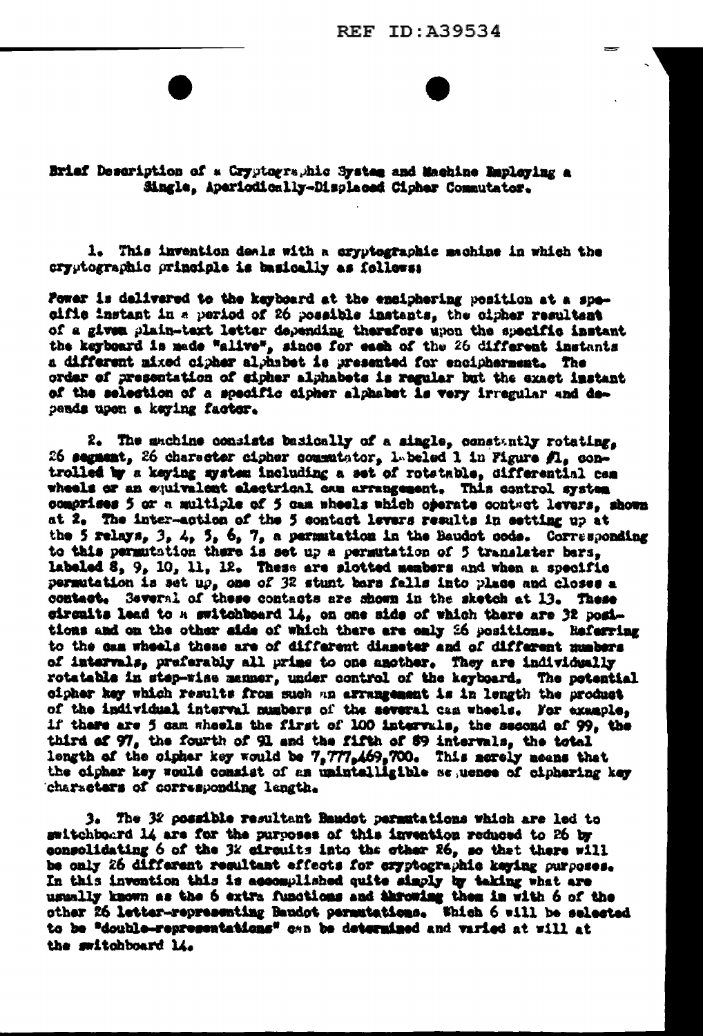Brief Description of a Cryptographic System and Machine Employing a Single, Aperiodically-Displaced Cipher Commutator.

1. This invention deals with a cryptographic machine in which the cryptographic principle is basically as follows:

Power is delivered to the keyboard at the enciphering position at a specific instant in a period of 26 possible instants, the cipher resultant of a given plain-text letter depending therefore upon the specific instant the keyboard is made "alive", since for each of the 26 different instants a different mixed cipher alphabet is presented for encipherment. The order of presentation of cipher alphabets is regular but the exact instant of the selection of a specific cipher alphabet is very irregular and depends upon a keying factor.

2. The machine consists basically of a single, constantly rotating, 26 segment, 26 character cipher commutator, labeled 1 in Figure #1, controlled by a keying system including a set of rotatable, differential cam wheels or an equivalent electrical cam arrangement. This control system comprises 5 or a multiple of 5 cam wheels which operate contact levers, shown at 2. The inter-action of the 5 contact levers results in setting up at the 5 relays, 3, 4, 5, 6, 7, a permutation in the Baudot code. Corresponding to this permutation there is set up a permutation of 5 translater bars, labeled 8, 9, 10, 11, 12. These are slotted members and when a specific permutation is set up, one of 32 stunt bars falls into place and closes a contact. Several of these contacts are shown in the sketch at 13. These circuits lead to a switchboard 14, on one side of which there are 32 positions and on the other side of which there are only 26 positions. Referring to the cam wheels these are of different diameter and of different numbers of intervals, preferably all prime to one another. They are individually rotatable in step-wise manner, under control of the keyboard. The potential cipher key which results from such an arrangement is in length the product of the individual interval numbers of the several cam wheels. For example, if there are 5 cam wheels the first of 100 intervals, the second of 99, the third of 97, the fourth of 91 and the fifth of 89 intervals, the total length of the cipher key would be 7,777,469,700. This merely means that the cipher key would consist of an unintelligible sequence of ciphering key characters of corresponding length.

3. The 32 possible resultant Baudot permutations which are led to switchboard 14 are for the purposes of this invention reduced to 26 by consolidating 6 of the 32 circuits into the other 26, so that there will be only 26 different resultant effects for cryptographic keying purposes. In this invention this is accomplished quite simply by taking what are usually known as the 6 extra functions and throwing them in with 6 of the other 26 letter-representing Baudot permutations. Which 6 will be selected to be "double-representations" can be determined and varied at will at the switchboard 14.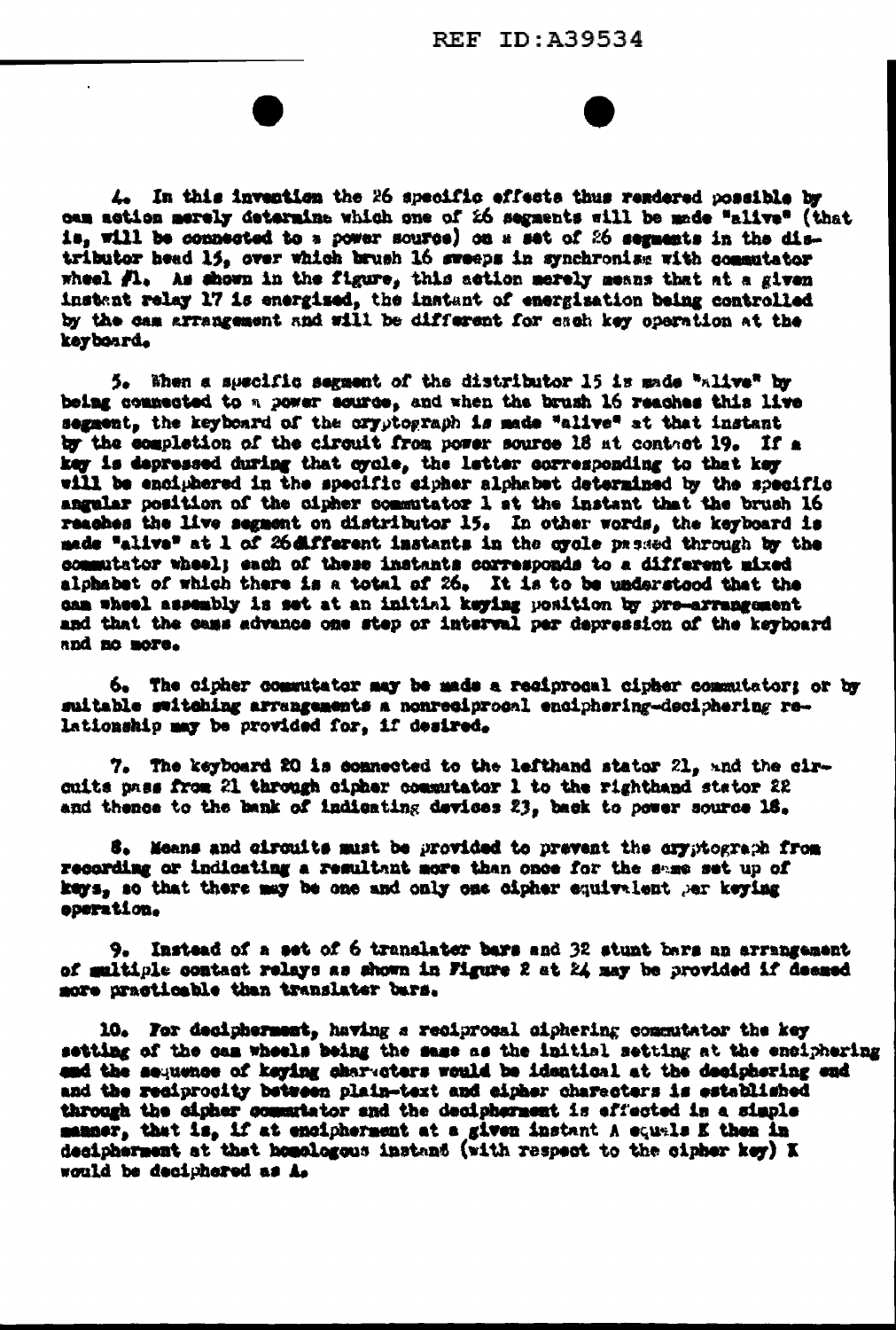4. In this invention the 26 specific effects thus rendered possible by cam action merely determine which one of 26 segments will be made "alive" (that is, will be connected to a power source) on a set of 26 segments in the distributor head 15, over which brush 16 sweeps in synchronism with commutator wheel #1. As shown in the figure, this action merely means that at a given instant relay 17 is energized, the instant of energization being controlled by the cam arrangement and will be different for each key operation at the keyboard.

5. When a specific segment of the distributor 15 is made "alive" by being connected to a power source, and when the brush 16 reaches this live segment, the keyboard of the cryptograph is made "alive" at that instant by the completion of the circuit from power source 18 at contact 19. If a key is depressed during that cycle, the letter corresponding to that key will be enciphered in the specific cipher alphabet determined by the specific angular position of the cipher commutator 1 at the instant that the brush 16 reaches the live segment on distributor 15. In other words, the keyboard is made "alive" at 1 of 26 different instants in the cycle passed through by the commutator wheel; each of these instants corresponds to a different mixed alphabet of which there is a total of 26. It is to be understood that the cam wheel assembly is set at an initial keying position by pre-arrangement and that the cams advance one step or interval per depression of the keyboard and no more.

6. The cipher commutator may be made a reciprocal cipher commutator; or by suitable switching arrangements a nonreciprocal enciphering-deciphering relationship may be provided for, if desired.

7. The keyboard 20 is connected to the lefthand stator 21, and the circuits pass from 21 through cipher commutator 1 to the righthand stator 22 and thence to the bank of indicating devices 23, back to power source 18.

8. Means and circuits must be provided to prevent the cryptograph from recording or indicating a resultant more than once for the same set up of keys, so that there may be one and only one cipher equivalent per keying operation.

9. Instead of a set of 6 translater bars and 32 stunt bars an arrangement of multiple contact relays as shown in Figure 2 at 24 may be provided if deemed more practicable than translater bars.

10. For decipherment, having a reciprocal ciphering commutator the key setting of the cam wheels being the same as the initial setting at the enciphering end the sequence of keying characters would be identical at the deciphering end and the reciprocity between plain-text and cipher characters is established through the cipher commutator and the decipherment is effected in a simple manner, that is, if at encipherment at a given instant A equals K then in decipherment at that homologous instant (with respect to the cipher key) K would be deciphered as A.